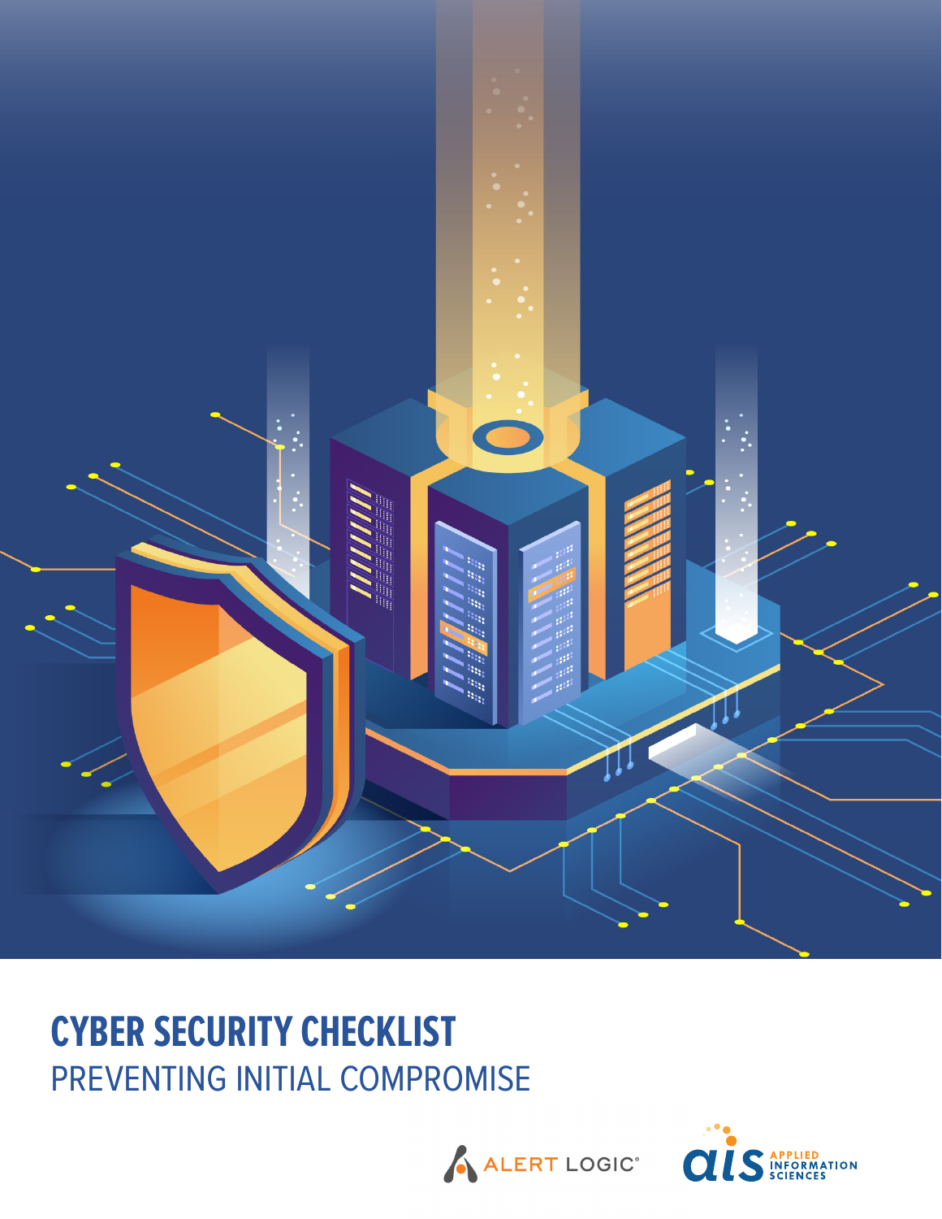# CYBER SECURITY CHECKLIST

## PREVENTING INITIAL COMPROMISE

ALERT LOGIC®

ais APPLIED INFORMATION SCIENCES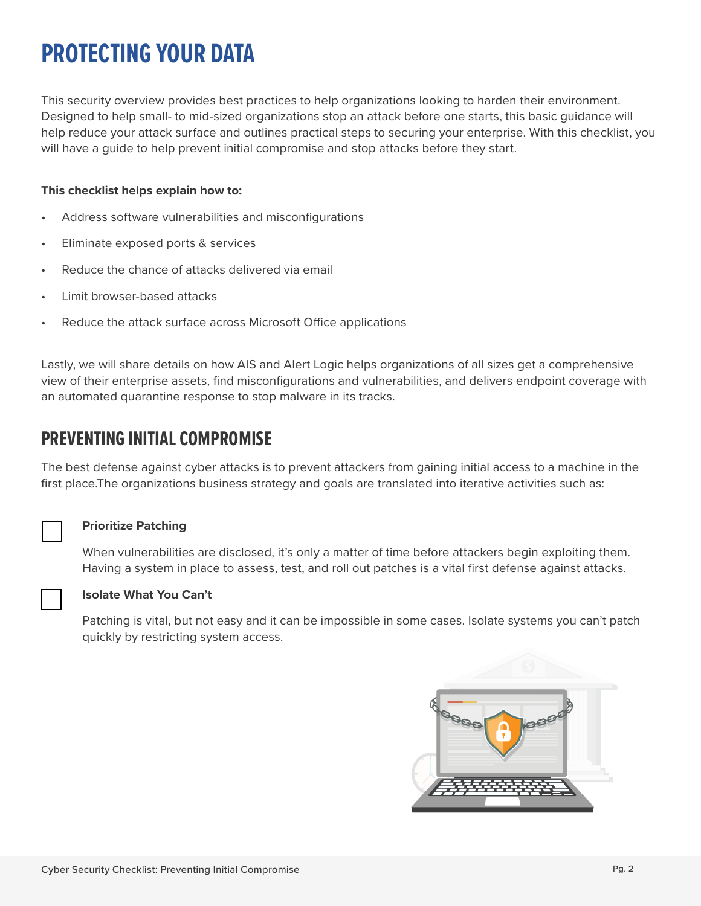# PROTECTING YOUR DATA

This security overview provides best practices to help organizations looking to harden their environment. Designed to help small- to mid-sized organizations stop an attack before one starts, this basic guidance will help reduce your attack surface and outlines practical steps to securing your enterprise. With this checklist, you will have a guide to help prevent initial compromise and stop attacks before they start.

**This checklist helps explain how to:**

- Address software vulnerabilities and misconfigurations
- Eliminate exposed ports & services
- Reduce the chance of attacks delivered via email
- Limit browser-based attacks
- Reduce the attack surface across Microsoft Office applications

Lastly, we will share details on how AIS and Alert Logic helps organizations of all sizes get a comprehensive view of their enterprise assets, find misconfigurations and vulnerabilities, and delivers endpoint coverage with an automated quarantine response to stop malware in its tracks.

## PREVENTING INITIAL COMPROMISE

The best defense against cyber attacks is to prevent attackers from gaining initial access to a machine in the first place.The organizations business strategy and goals are translated into iterative activities such as:

- [ ] **Prioritize Patching**

  When vulnerabilities are disclosed, it's only a matter of time before attackers begin exploiting them. Having a system in place to assess, test, and roll out patches is a vital first defense against attacks.

- [ ] **Isolate What You Can't**

  Patching is vital, but not easy and it can be impossible in some cases. Isolate systems you can't patch quickly by restricting system access.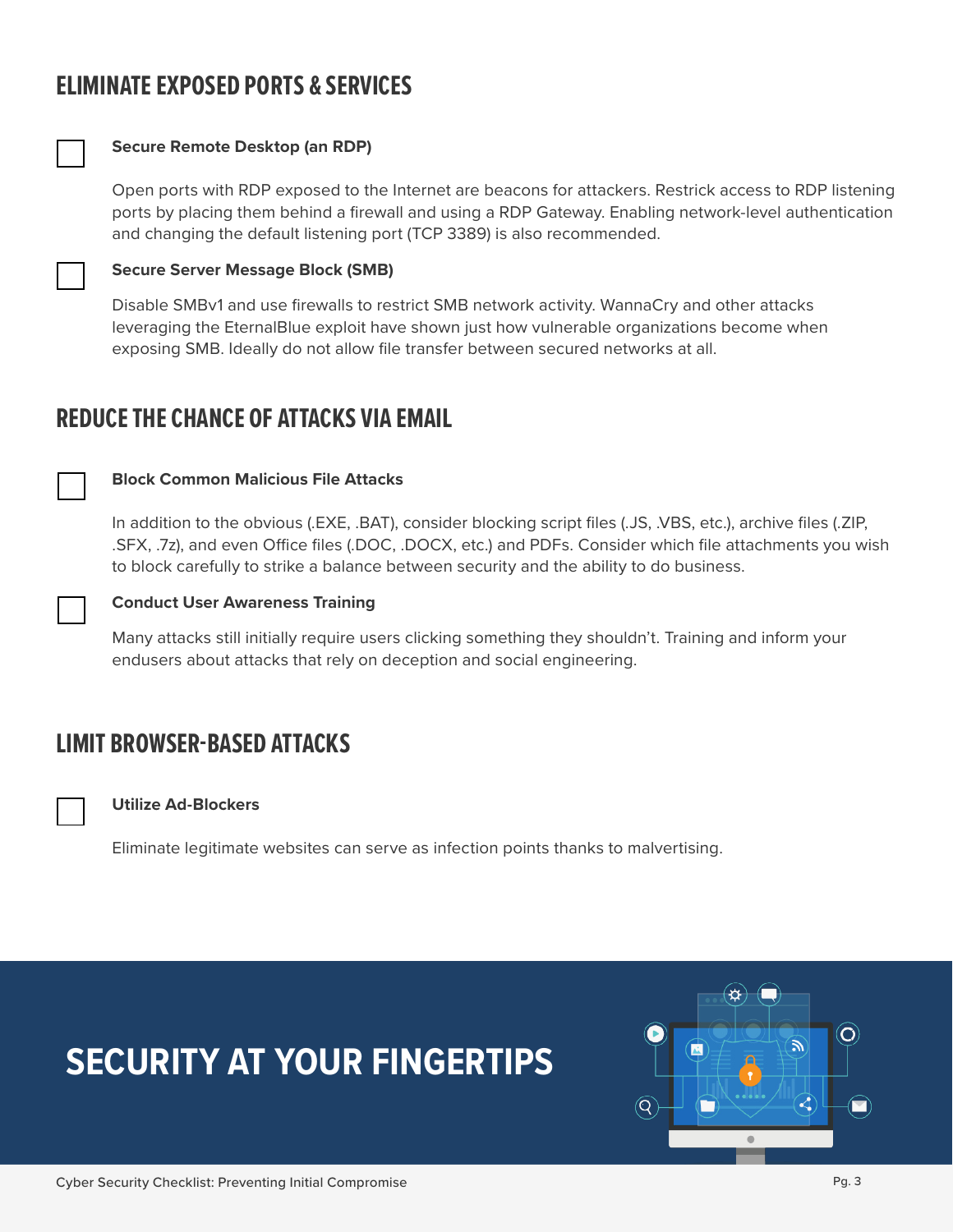## ELIMINATE EXPOSED PORTS & SERVICES

- [ ] **Secure Remote Desktop (an RDP)**

  Open ports with RDP exposed to the Internet are beacons for attackers. Restrick access to RDP listening ports by placing them behind a firewall and using a RDP Gateway. Enabling network-level authentication and changing the default listening port (TCP 3389) is also recommended.

- [ ] **Secure Server Message Block (SMB)**

  Disable SMBv1 and use firewalls to restrict SMB network activity. WannaCry and other attacks leveraging the EternalBlue exploit have shown just how vulnerable organizations become when exposing SMB. Ideally do not allow file transfer between secured networks at all.

## REDUCE THE CHANCE OF ATTACKS VIA EMAIL

- [ ] **Block Common Malicious File Attacks**

  In addition to the obvious (.EXE, .BAT), consider blocking script files (.JS, .VBS, etc.), archive files (.ZIP, .SFX, .7z), and even Office files (.DOC, .DOCX, etc.) and PDFs. Consider which file attachments you wish to block carefully to strike a balance between security and the ability to do business.

- [ ] **Conduct User Awareness Training**

  Many attacks still initially require users clicking something they shouldn't. Training and inform your endusers about attacks that rely on deception and social engineering.

## LIMIT BROWSER-BASED ATTACKS

- [ ] **Utilize Ad-Blockers**

  Eliminate legitimate websites can serve as infection points thanks to malvertising.

## SECURITY AT YOUR FINGERTIPS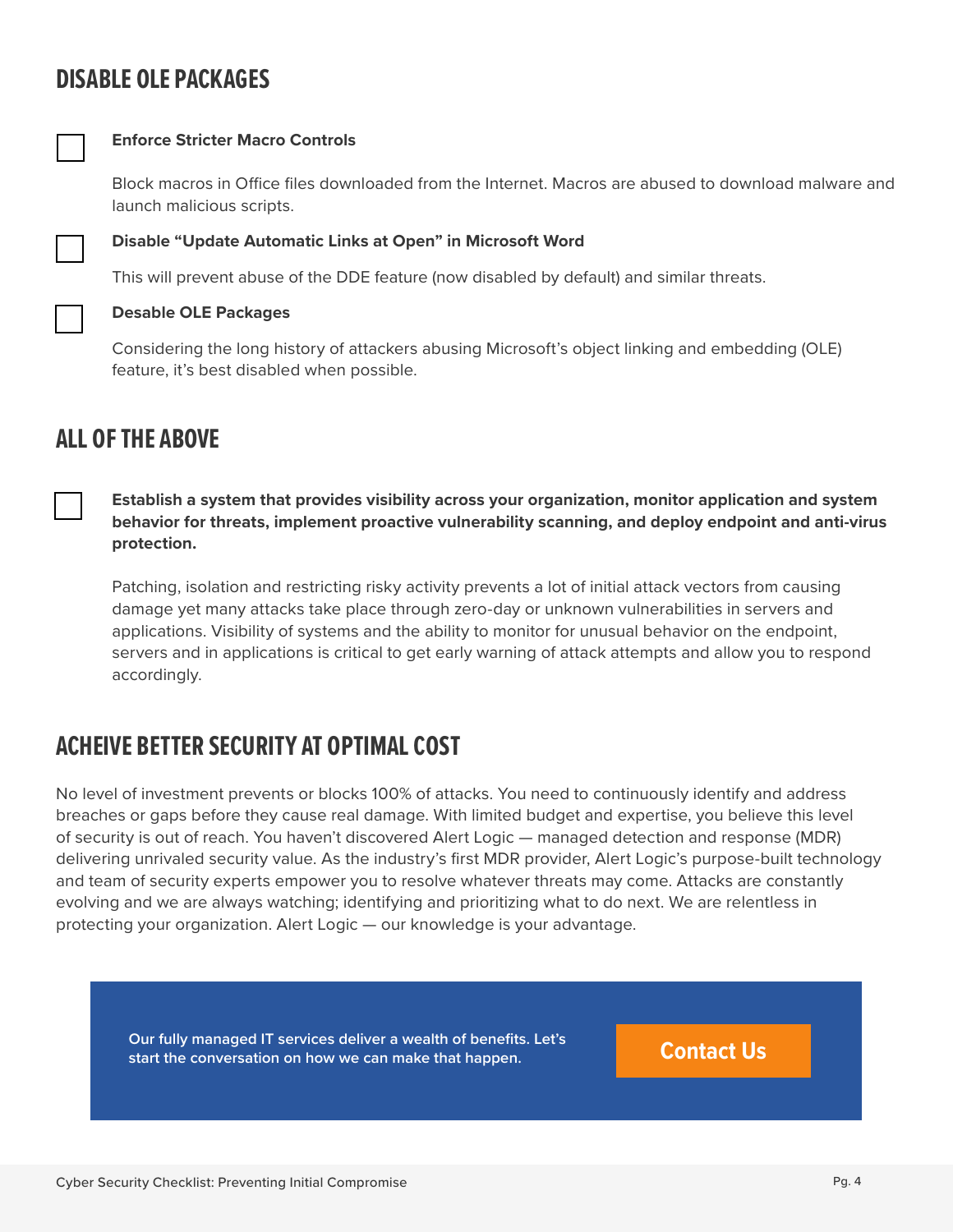## DISABLE OLE PACKAGES

- [ ] **Enforce Stricter Macro Controls**

  Block macros in Office files downloaded from the Internet. Macros are abused to download malware and launch malicious scripts.

- [ ] **Disable "Update Automatic Links at Open" in Microsoft Word**

  This will prevent abuse of the DDE feature (now disabled by default) and similar threats.

- [ ] **Desable OLE Packages**

  Considering the long history of attackers abusing Microsoft's object linking and embedding (OLE) feature, it's best disabled when possible.

## ALL OF THE ABOVE

- [ ] **Establish a system that provides visibility across your organization, monitor application and system behavior for threats, implement proactive vulnerability scanning, and deploy endpoint and anti-virus protection.**

  Patching, isolation and restricting risky activity prevents a lot of initial attack vectors from causing damage yet many attacks take place through zero-day or unknown vulnerabilities in servers and applications. Visibility of systems and the ability to monitor for unusual behavior on the endpoint, servers and in applications is critical to get early warning of attack attempts and allow you to respond accordingly.

## ACHEIVE BETTER SECURITY AT OPTIMAL COST

No level of investment prevents or blocks 100% of attacks. You need to continuously identify and address breaches or gaps before they cause real damage. With limited budget and expertise, you believe this level of security is out of reach. You haven't discovered Alert Logic — managed detection and response (MDR) delivering unrivaled security value. As the industry's first MDR provider, Alert Logic's purpose-built technology and team of security experts empower you to resolve whatever threats may come. Attacks are constantly evolving and we are always watching; identifying and prioritizing what to do next. We are relentless in protecting your organization. Alert Logic — our knowledge is your advantage.

**Our fully managed IT services deliver a wealth of benefits. Let's start the conversation on how we can make that happen.**

**Contact Us**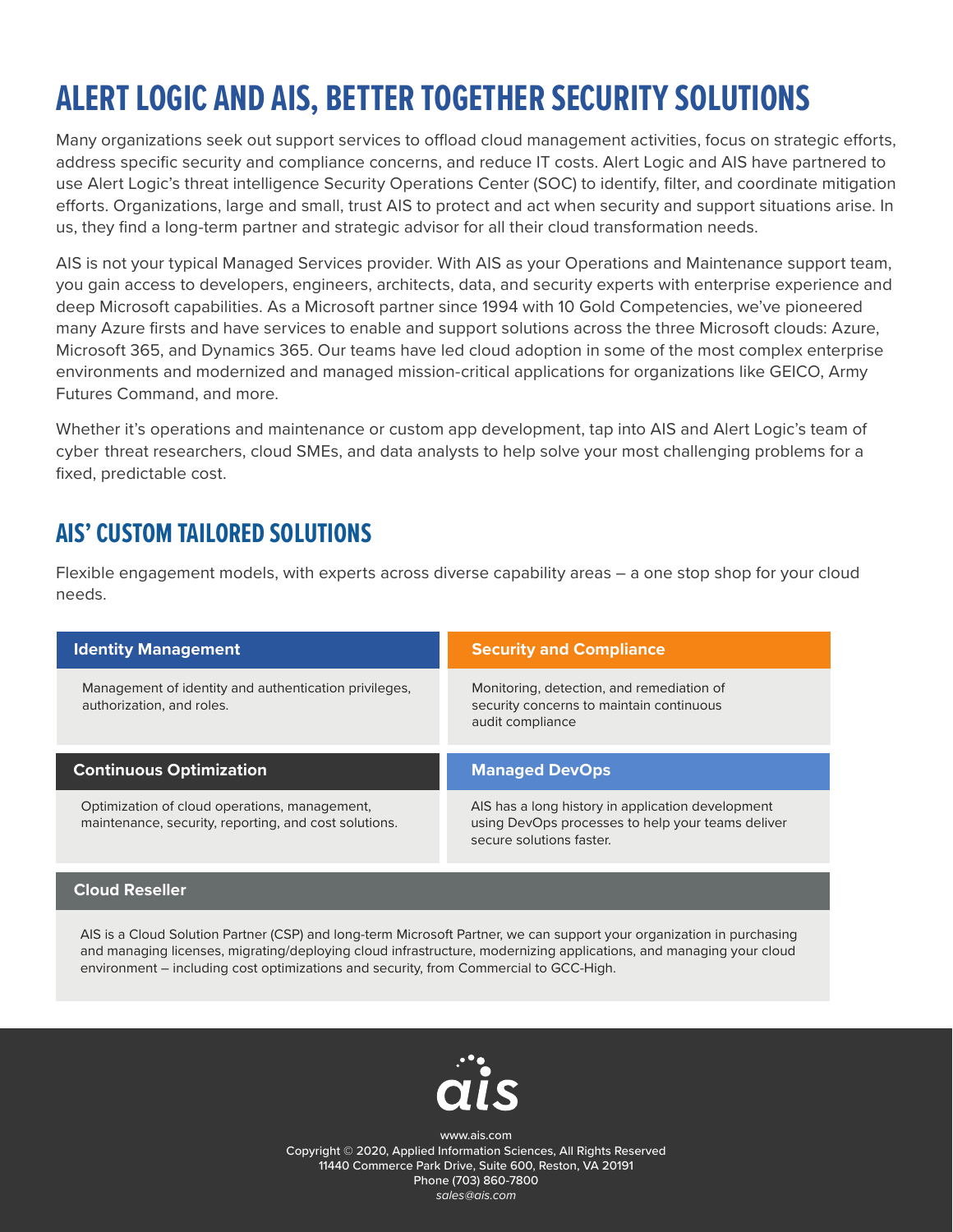# ALERT LOGIC AND AIS, BETTER TOGETHER SECURITY SOLUTIONS

Many organizations seek out support services to offload cloud management activities, focus on strategic efforts, address specific security and compliance concerns, and reduce IT costs. Alert Logic and AIS have partnered to use Alert Logic's threat intelligence Security Operations Center (SOC) to identify, filter, and coordinate mitigation efforts. Organizations, large and small, trust AIS to protect and act when security and support situations arise. In us, they find a long-term partner and strategic advisor for all their cloud transformation needs.

AIS is not your typical Managed Services provider. With AIS as your Operations and Maintenance support team, you gain access to developers, engineers, architects, data, and security experts with enterprise experience and deep Microsoft capabilities. As a Microsoft partner since 1994 with 10 Gold Competencies, we've pioneered many Azure firsts and have services to enable and support solutions across the three Microsoft clouds: Azure, Microsoft 365, and Dynamics 365. Our teams have led cloud adoption in some of the most complex enterprise environments and modernized and managed mission-critical applications for organizations like GEICO, Army Futures Command, and more.

Whether it's operations and maintenance or custom app development, tap into AIS and Alert Logic's team of cyber threat researchers, cloud SMEs, and data analysts to help solve your most challenging problems for a fixed, predictable cost.

## AIS' CUSTOM TAILORED SOLUTIONS

Flexible engagement models, with experts across diverse capability areas – a one stop shop for your cloud needs.

### Identity Management

Management of identity and authentication privileges, authorization, and roles.

### Security and Compliance

Monitoring, detection, and remediation of security concerns to maintain continuous audit compliance

### Continuous Optimization

Optimization of cloud operations, management, maintenance, security, reporting, and cost solutions.

### Managed DevOps

AIS has a long history in application development using DevOps processes to help your teams deliver secure solutions faster.

### Cloud Reseller

AIS is a Cloud Solution Partner (CSP) and long-term Microsoft Partner, we can support your organization in purchasing and managing licenses, migrating/deploying cloud infrastructure, modernizing applications, and managing your cloud environment – including cost optimizations and security, from Commercial to GCC-High.

ais

www.ais.com
Copyright © 2020, Applied Information Sciences, All Rights Reserved
11440 Commerce Park Drive, Suite 600, Reston, VA 20191
Phone (703) 860-7800
*sales@ais.com*